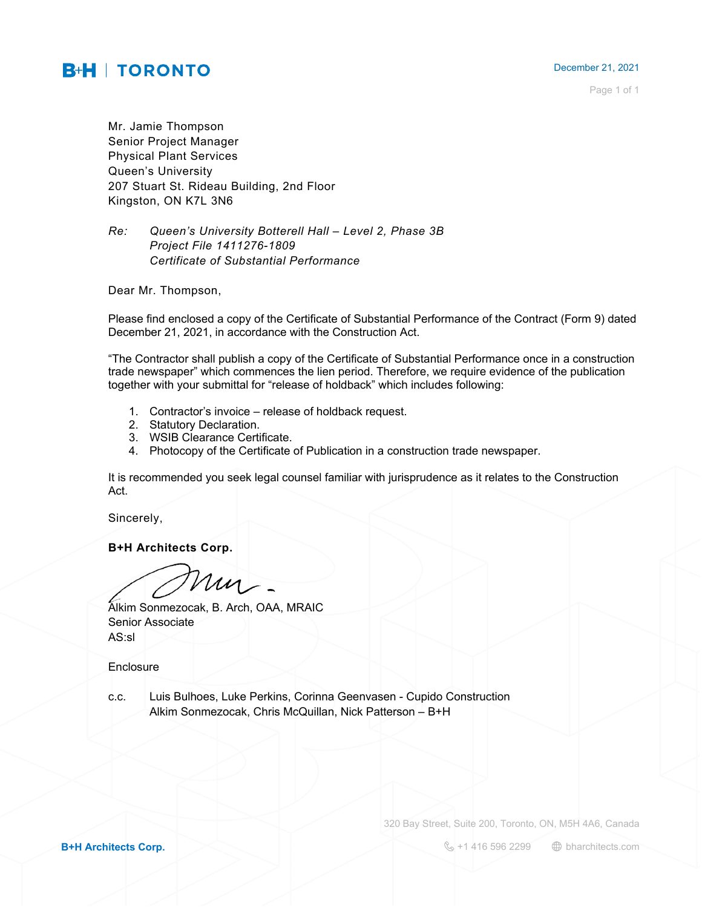**B+H | TORONTO**

December 21, 2021

Mr. Jamie Thompson
Senior Project Manager
Physical Plant Services
Queen's University
207 Stuart St. Rideau Building, 2nd Floor
Kingston, ON K7L 3N6

*Re: Queen's University Botterell Hall – Level 2, Phase 3B*
*Project File 1411276-1809*
*Certificate of Substantial Performance*

Dear Mr. Thompson,

Please find enclosed a copy of the Certificate of Substantial Performance of the Contract (Form 9) dated December 21, 2021, in accordance with the Construction Act.

"The Contractor shall publish a copy of the Certificate of Substantial Performance once in a construction trade newspaper" which commences the lien period. Therefore, we require evidence of the publication together with your submittal for "release of holdback" which includes following:

1. Contractor's invoice – release of holdback request.
2. Statutory Declaration.
3. WSIB Clearance Certificate.
4. Photocopy of the Certificate of Publication in a construction trade newspaper.

It is recommended you seek legal counsel familiar with jurisprudence as it relates to the Construction Act.

Sincerely,

**B+H Architects Corp.**

Alkim Sonmezocak, B. Arch, OAA, MRAIC
Senior Associate
AS:sl

Enclosure

c.c. Luis Bulhoes, Luke Perkins, Corinna Geenvasen - Cupido Construction
Alkim Sonmezocak, Chris McQuillan, Nick Patterson – B+H

320 Bay Street, Suite 200, Toronto, ON, M5H 4A6, Canada

**B+H Architects Corp.** +1 416 596 2299 bharchitects.com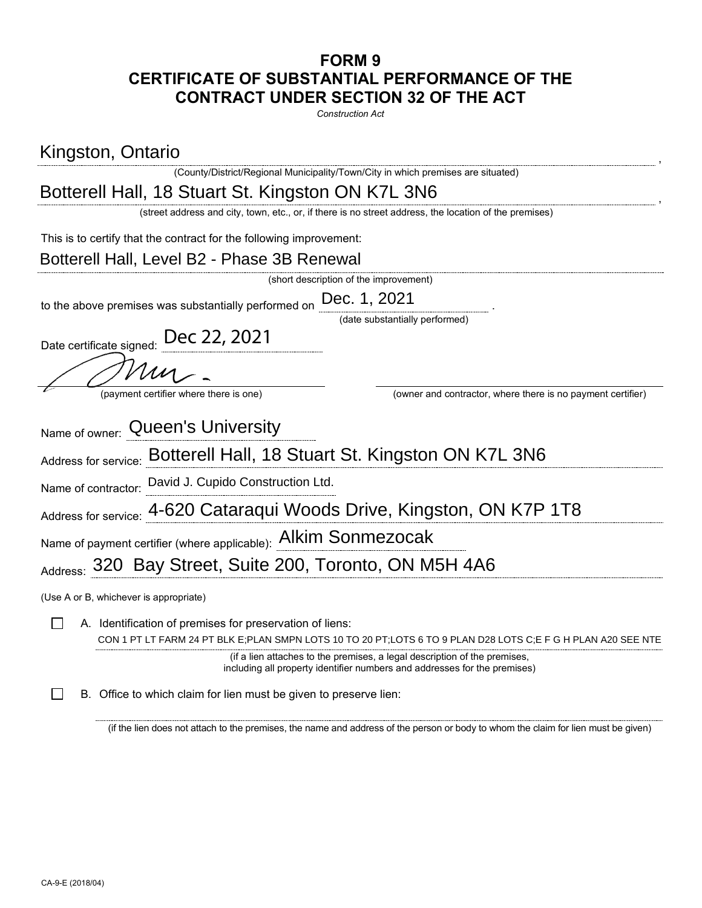# FORM 9
# CERTIFICATE OF SUBSTANTIAL PERFORMANCE OF THE CONTRACT UNDER SECTION 32 OF THE ACT

*Construction Act*

Kingston, Ontario ,

(County/District/Regional Municipality/Town/City in which premises are situated)

Botterell Hall, 18 Stuart St. Kingston ON K7L 3N6 ,

(street address and city, town, etc., or, if there is no street address, the location of the premises)

This is to certify that the contract for the following improvement:

Botterell Hall, Level B2 - Phase 3B Renewal

(short description of the improvement)

to the above premises was substantially performed on Dec. 1, 2021 .

(date substantially performed)

Date certificate signed: Dec 22, 2021

(payment certifier where there is one) (owner and contractor, where there is no payment certifier)

Name of owner: Queen's University

Address for service: Botterell Hall, 18 Stuart St. Kingston ON K7L 3N6

Name of contractor: David J. Cupido Construction Ltd.

Address for service: 4-620 Cataraqui Woods Drive, Kingston, ON K7P 1T8

Name of payment certifier (where applicable): Alkim Sonmezocak

Address: 320 Bay Street, Suite 200, Toronto, ON M5H 4A6

(Use A or B, whichever is appropriate)

☐ A. Identification of premises for preservation of liens:

CON 1 PT LT FARM 24 PT BLK E;PLAN SMPN LOTS 10 TO 20 PT;LOTS 6 TO 9 PLAN D28 LOTS C;E F G H PLAN A20 SEE NTE

(if a lien attaches to the premises, a legal description of the premises, including all property identifier numbers and addresses for the premises)

☐ B. Office to which claim for lien must be given to preserve lien:

(if the lien does not attach to the premises, the name and address of the person or body to whom the claim for lien must be given)

CA-9-E (2018/04)